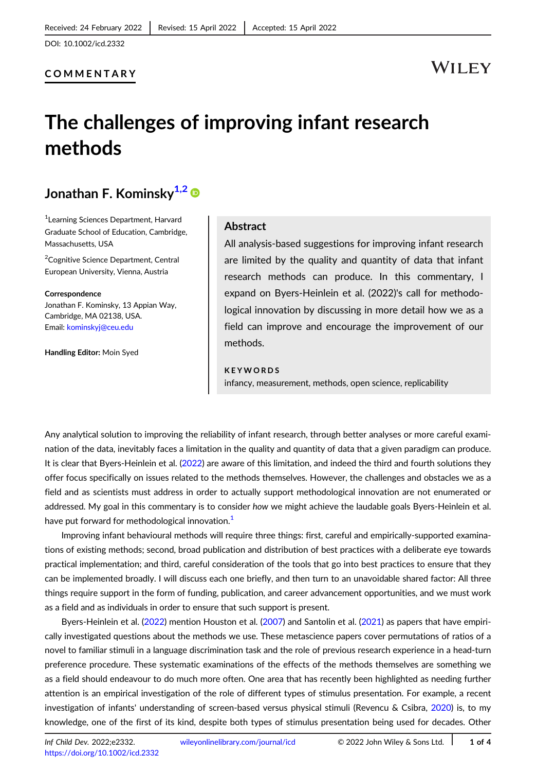Received: 24 February 2022 | Revised: 15 April 2022 | Accepted: 15 April 2022

DOI: 10.1002/icd.2332

COMMENTARY

# The challenges of improving infant research methods

**Jonathan F. Kominsky**[1,2]

[1]Learning Sciences Department, Harvard Graduate School of Education, Cambridge, Massachusetts, USA

[2]Cognitive Science Department, Central European University, Vienna, Austria

**Correspondence**
Jonathan F. Kominsky, 13 Appian Way, Cambridge, MA 02138, USA.
Email: kominskyj@ceu.edu

**Handling Editor:** Moin Syed

## Abstract

All analysis-based suggestions for improving infant research are limited by the quality and quantity of data that infant research methods can produce. In this commentary, I expand on Byers-Heinlein et al. (2022)'s call for methodological innovation by discussing in more detail how we as a field can improve and encourage the improvement of our methods.

**KEYWORDS**

infancy, measurement, methods, open science, replicability

Any analytical solution to improving the reliability of infant research, through better analyses or more careful examination of the data, inevitably faces a limitation in the quality and quantity of data that a given paradigm can produce. It is clear that Byers-Heinlein et al. (2022) are aware of this limitation, and indeed the third and fourth solutions they offer focus specifically on issues related to the methods themselves. However, the challenges and obstacles we as a field and as scientists must address in order to actually support methodological innovation are not enumerated or addressed. My goal in this commentary is to consider *how* we might achieve the laudable goals Byers-Heinlein et al. have put forward for methodological innovation.[1]

Improving infant behavioural methods will require three things: first, careful and empirically-supported examinations of existing methods; second, broad publication and distribution of best practices with a deliberate eye towards practical implementation; and third, careful consideration of the tools that go into best practices to ensure that they can be implemented broadly. I will discuss each one briefly, and then turn to an unavoidable shared factor: All three things require support in the form of funding, publication, and career advancement opportunities, and we must work as a field and as individuals in order to ensure that such support is present.

Byers-Heinlein et al. (2022) mention Houston et al. (2007) and Santolin et al. (2021) as papers that have empirically investigated questions about the methods we use. These metascience papers cover permutations of ratios of a novel to familiar stimuli in a language discrimination task and the role of previous research experience in a head-turn preference procedure. These systematic examinations of the effects of the methods themselves are something we as a field should endeavour to do much more often. One area that has recently been highlighted as needing further attention is an empirical investigation of the role of different types of stimulus presentation. For example, a recent investigation of infants' understanding of screen-based versus physical stimuli (Revencu & Csibra, 2020) is, to my knowledge, one of the first of its kind, despite both types of stimulus presentation being used for decades. Other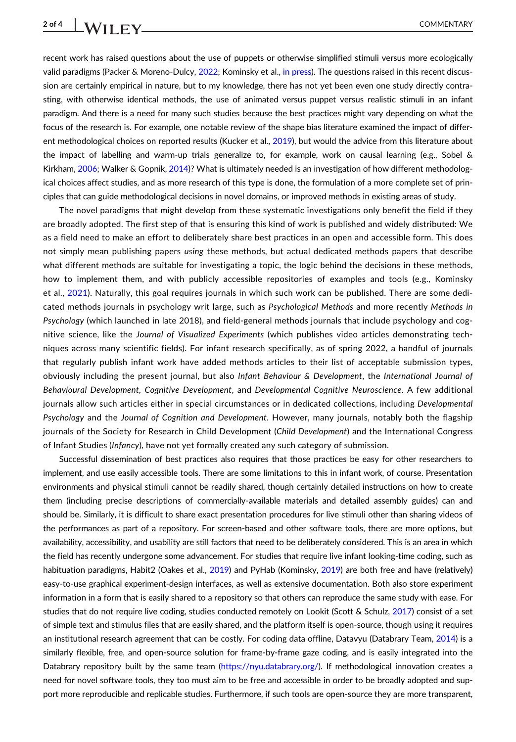recent work has raised questions about the use of puppets or otherwise simplified stimuli versus more ecologically valid paradigms (Packer & Moreno-Dulcy, 2022; Kominsky et al., in press). The questions raised in this recent discussion are certainly empirical in nature, but to my knowledge, there has not yet been even one study directly contrasting, with otherwise identical methods, the use of animated versus puppet versus realistic stimuli in an infant paradigm. And there is a need for many such studies because the best practices might vary depending on what the focus of the research is. For example, one notable review of the shape bias literature examined the impact of different methodological choices on reported results (Kucker et al., 2019), but would the advice from this literature about the impact of labelling and warm-up trials generalize to, for example, work on causal learning (e.g., Sobel & Kirkham, 2006; Walker & Gopnik, 2014)? What is ultimately needed is an investigation of how different methodological choices affect studies, and as more research of this type is done, the formulation of a more complete set of principles that can guide methodological decisions in novel domains, or improved methods in existing areas of study.

The novel paradigms that might develop from these systematic investigations only benefit the field if they are broadly adopted. The first step of that is ensuring this kind of work is published and widely distributed: We as a field need to make an effort to deliberately share best practices in an open and accessible form. This does not simply mean publishing papers *using* these methods, but actual dedicated methods papers that describe what different methods are suitable for investigating a topic, the logic behind the decisions in these methods, how to implement them, and with publicly accessible repositories of examples and tools (e.g., Kominsky et al., 2021). Naturally, this goal requires journals in which such work can be published. There are some dedicated methods journals in psychology writ large, such as *Psychological Methods* and more recently *Methods in Psychology* (which launched in late 2018), and field-general methods journals that include psychology and cognitive science, like the *Journal of Visualized Experiments* (which publishes video articles demonstrating techniques across many scientific fields). For infant research specifically, as of spring 2022, a handful of journals that regularly publish infant work have added methods articles to their list of acceptable submission types, obviously including the present journal, but also *Infant Behaviour & Development*, the *International Journal of Behavioural Development*, *Cognitive Development*, and *Developmental Cognitive Neuroscience*. A few additional journals allow such articles either in special circumstances or in dedicated collections, including *Developmental Psychology* and the *Journal of Cognition and Development*. However, many journals, notably both the flagship journals of the Society for Research in Child Development (*Child Development*) and the International Congress of Infant Studies (*Infancy*), have not yet formally created any such category of submission.

Successful dissemination of best practices also requires that those practices be easy for other researchers to implement, and use easily accessible tools. There are some limitations to this in infant work, of course. Presentation environments and physical stimuli cannot be readily shared, though certainly detailed instructions on how to create them (including precise descriptions of commercially-available materials and detailed assembly guides) can and should be. Similarly, it is difficult to share exact presentation procedures for live stimuli other than sharing videos of the performances as part of a repository. For screen-based and other software tools, there are more options, but availability, accessibility, and usability are still factors that need to be deliberately considered. This is an area in which the field has recently undergone some advancement. For studies that require live infant looking-time coding, such as habituation paradigms, Habit2 (Oakes et al., 2019) and PyHab (Kominsky, 2019) are both free and have (relatively) easy-to-use graphical experiment-design interfaces, as well as extensive documentation. Both also store experiment information in a form that is easily shared to a repository so that others can reproduce the same study with ease. For studies that do not require live coding, studies conducted remotely on Lookit (Scott & Schulz, 2017) consist of a set of simple text and stimulus files that are easily shared, and the platform itself is open-source, though using it requires an institutional research agreement that can be costly. For coding data offline, Datavyu (Databrary Team, 2014) is a similarly flexible, free, and open-source solution for frame-by-frame gaze coding, and is easily integrated into the Databrary repository built by the same team (https://nyu.databrary.org/). If methodological innovation creates a need for novel software tools, they too must aim to be free and accessible in order to be broadly adopted and support more reproducible and replicable studies. Furthermore, if such tools are open-source they are more transparent,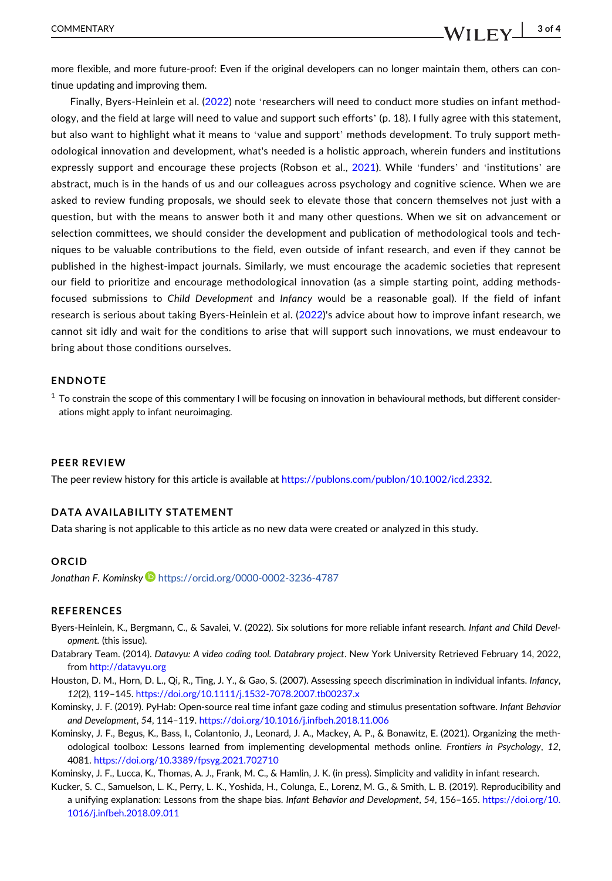more flexible, and more future-proof: Even if the original developers can no longer maintain them, others can continue updating and improving them.

Finally, Byers-Heinlein et al. (2022) note 'researchers will need to conduct more studies on infant methodology, and the field at large will need to value and support such efforts' (p. 18). I fully agree with this statement, but also want to highlight what it means to 'value and support' methods development. To truly support methodological innovation and development, what's needed is a holistic approach, wherein funders and institutions expressly support and encourage these projects (Robson et al., 2021). While 'funders' and 'institutions' are abstract, much is in the hands of us and our colleagues across psychology and cognitive science. When we are asked to review funding proposals, we should seek to elevate those that concern themselves not just with a question, but with the means to answer both it and many other questions. When we sit on advancement or selection committees, we should consider the development and publication of methodological tools and techniques to be valuable contributions to the field, even outside of infant research, and even if they cannot be published in the highest-impact journals. Similarly, we must encourage the academic societies that represent our field to prioritize and encourage methodological innovation (as a simple starting point, adding methods-focused submissions to *Child Development* and *Infancy* would be a reasonable goal). If the field of infant research is serious about taking Byers-Heinlein et al. (2022)'s advice about how to improve infant research, we cannot sit idly and wait for the conditions to arise that will support such innovations, we must endeavour to bring about those conditions ourselves.

## ENDNOTE

[1] To constrain the scope of this commentary I will be focusing on innovation in behavioural methods, but different considerations might apply to infant neuroimaging.

## PEER REVIEW

The peer review history for this article is available at https://publons.com/publon/10.1002/icd.2332.

## DATA AVAILABILITY STATEMENT

Data sharing is not applicable to this article as no new data were created or analyzed in this study.

## ORCID

*Jonathan F. Kominsky* https://orcid.org/0000-0002-3236-4787

## REFERENCES

Byers-Heinlein, K., Bergmann, C., & Savalei, V. (2022). Six solutions for more reliable infant research. *Infant and Child Development*. (this issue).

Databrary Team. (2014). *Datavyu: A video coding tool. Databrary project*. New York University Retrieved February 14, 2022, from http://datavyu.org

Houston, D. M., Horn, D. L., Qi, R., Ting, J. Y., & Gao, S. (2007). Assessing speech discrimination in individual infants. *Infancy*, *12*(2), 119–145. https://doi.org/10.1111/j.1532-7078.2007.tb00237.x

Kominsky, J. F. (2019). PyHab: Open-source real time infant gaze coding and stimulus presentation software. *Infant Behavior and Development*, *54*, 114–119. https://doi.org/10.1016/j.infbeh.2018.11.006

Kominsky, J. F., Begus, K., Bass, I., Colantonio, J., Leonard, J. A., Mackey, A. P., & Bonawitz, E. (2021). Organizing the methodological toolbox: Lessons learned from implementing developmental methods online. *Frontiers in Psychology*, *12*, 4081. https://doi.org/10.3389/fpsyg.2021.702710

Kominsky, J. F., Lucca, K., Thomas, A. J., Frank, M. C., & Hamlin, J. K. (in press). Simplicity and validity in infant research.

Kucker, S. C., Samuelson, L. K., Perry, L. K., Yoshida, H., Colunga, E., Lorenz, M. G., & Smith, L. B. (2019). Reproducibility and a unifying explanation: Lessons from the shape bias. *Infant Behavior and Development*, *54*, 156–165. https://doi.org/10.1016/j.infbeh.2018.09.011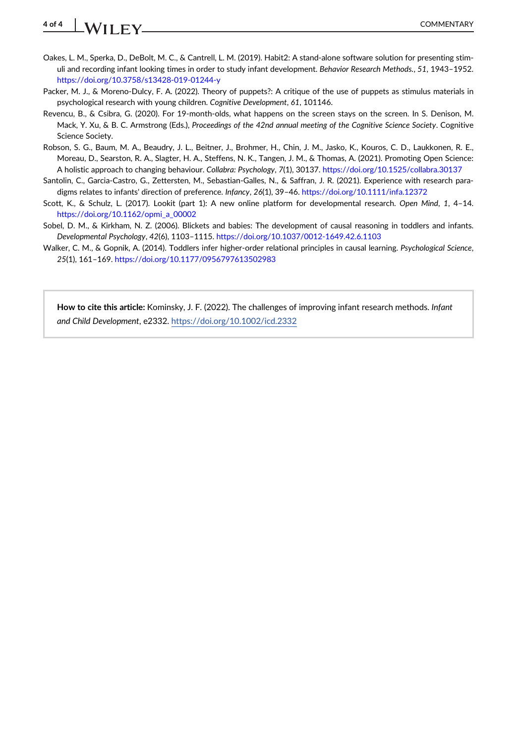Oakes, L. M., Sperka, D., DeBolt, M. C., & Cantrell, L. M. (2019). Habit2: A stand-alone software solution for presenting stimuli and recording infant looking times in order to study infant development. *Behavior Research Methods.*, *51*, 1943–1952. https://doi.org/10.3758/s13428-019-01244-y

Packer, M. J., & Moreno-Dulcy, F. A. (2022). Theory of puppets?: A critique of the use of puppets as stimulus materials in psychological research with young children. *Cognitive Development*, *61*, 101146.

Revencu, B., & Csibra, G. (2020). For 19-month-olds, what happens on the screen stays on the screen. In S. Denison, M. Mack, Y. Xu, & B. C. Armstrong (Eds.), *Proceedings of the 42nd annual meeting of the Cognitive Science Society*. Cognitive Science Society.

Robson, S. G., Baum, M. A., Beaudry, J. L., Beitner, J., Brohmer, H., Chin, J. M., Jasko, K., Kouros, C. D., Laukkonen, R. E., Moreau, D., Searston, R. A., Slagter, H. A., Steffens, N. K., Tangen, J. M., & Thomas, A. (2021). Promoting Open Science: A holistic approach to changing behaviour. *Collabra: Psychology*, *7*(1), 30137. https://doi.org/10.1525/collabra.30137

Santolin, C., Garcia-Castro, G., Zettersten, M., Sebastian-Galles, N., & Saffran, J. R. (2021). Experience with research paradigms relates to infants' direction of preference. *Infancy*, *26*(1), 39–46. https://doi.org/10.1111/infa.12372

Scott, K., & Schulz, L. (2017). Lookit (part 1): A new online platform for developmental research. *Open Mind*, *1*, 4–14. https://doi.org/10.1162/opmi_a_00002

Sobel, D. M., & Kirkham, N. Z. (2006). Blickets and babies: The development of causal reasoning in toddlers and infants. *Developmental Psychology*, *42*(6), 1103–1115. https://doi.org/10.1037/0012-1649.42.6.1103

Walker, C. M., & Gopnik, A. (2014). Toddlers infer higher-order relational principles in causal learning. *Psychological Science*, *25*(1), 161–169. https://doi.org/10.1177/0956797613502983

**How to cite this article:** Kominsky, J. F. (2022). The challenges of improving infant research methods. *Infant and Child Development*, e2332. https://doi.org/10.1002/icd.2332